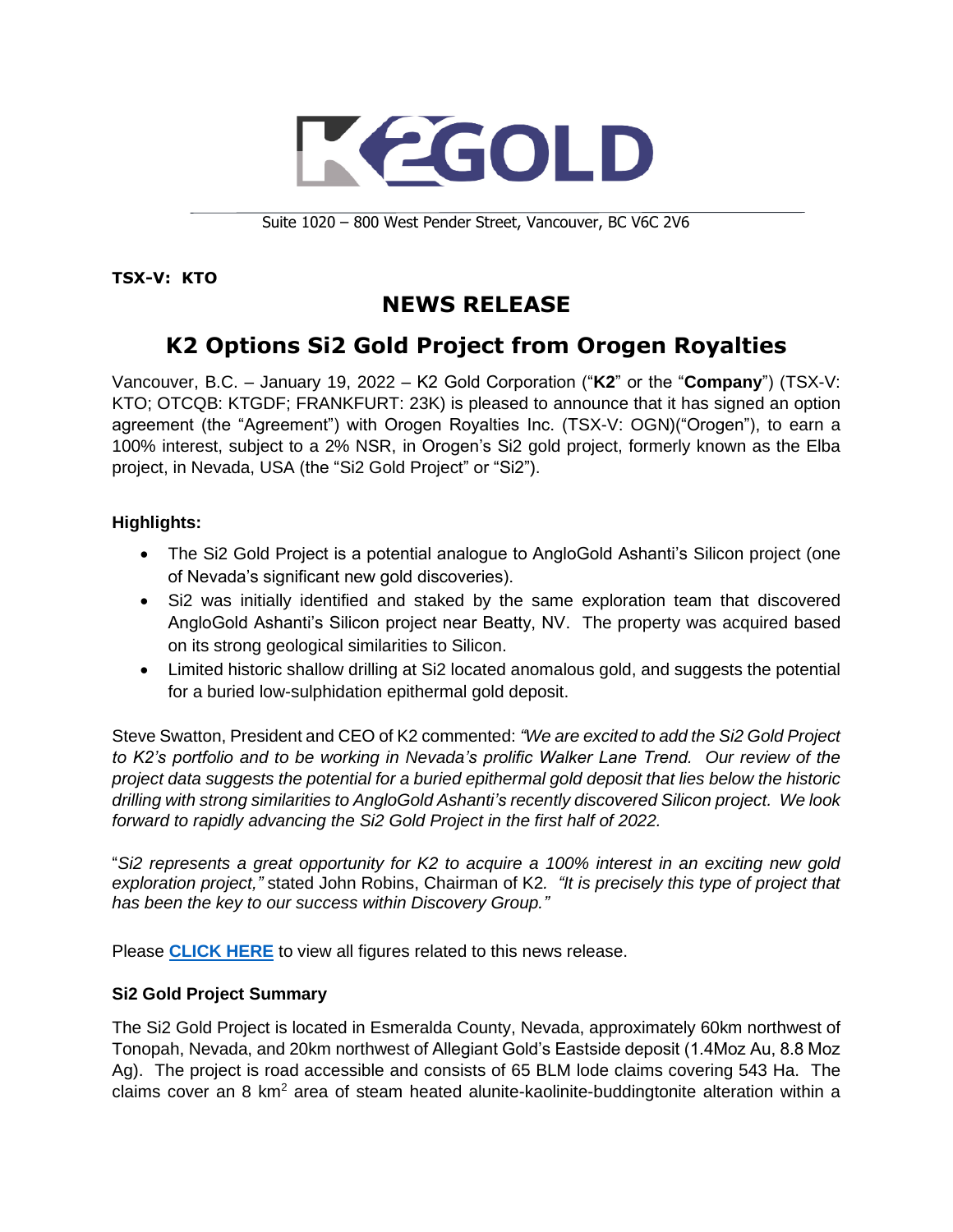# K2GOLD

Suite 1020 – 800 West Pender Street, Vancouver, BC V6C 2V6

**TSX-V: KTO**

## NEWS RELEASE

## K2 Options Si2 Gold Project from Orogen Royalties

Vancouver, B.C. – January 19, 2022 – K2 Gold Corporation ("**K2**" or the "**Company**") (TSX-V: KTO; OTCQB: KTGDF; FRANKFURT: 23K) is pleased to announce that it has signed an option agreement (the "Agreement") with Orogen Royalties Inc. (TSX-V: OGN)("Orogen"), to earn a 100% interest, subject to a 2% NSR, in Orogen's Si2 gold project, formerly known as the Elba project, in Nevada, USA (the "Si2 Gold Project" or "Si2").

**Highlights:**

- The Si2 Gold Project is a potential analogue to AngloGold Ashanti's Silicon project (one of Nevada's significant new gold discoveries).
- Si2 was initially identified and staked by the same exploration team that discovered AngloGold Ashanti's Silicon project near Beatty, NV. The property was acquired based on its strong geological similarities to Silicon.
- Limited historic shallow drilling at Si2 located anomalous gold, and suggests the potential for a buried low-sulphidation epithermal gold deposit.

Steve Swatton, President and CEO of K2 commented: *"We are excited to add the Si2 Gold Project to K2's portfolio and to be working in Nevada's prolific Walker Lane Trend. Our review of the project data suggests the potential for a buried epithermal gold deposit that lies below the historic drilling with strong similarities to AngloGold Ashanti's recently discovered Silicon project. We look forward to rapidly advancing the Si2 Gold Project in the first half of 2022.*

"*Si2 represents a great opportunity for K2 to acquire a 100% interest in an exciting new gold exploration project,"* stated John Robins, Chairman of K2*. "It is precisely this type of project that has been the key to our success within Discovery Group."*

Please **CLICK HERE** to view all figures related to this news release.

**Si2 Gold Project Summary**

The Si2 Gold Project is located in Esmeralda County, Nevada, approximately 60km northwest of Tonopah, Nevada, and 20km northwest of Allegiant Gold's Eastside deposit (1.4Moz Au, 8.8 Moz Ag). The project is road accessible and consists of 65 BLM lode claims covering 543 Ha. The claims cover an 8 km$^2$ area of steam heated alunite-kaolinite-buddingtonite alteration within a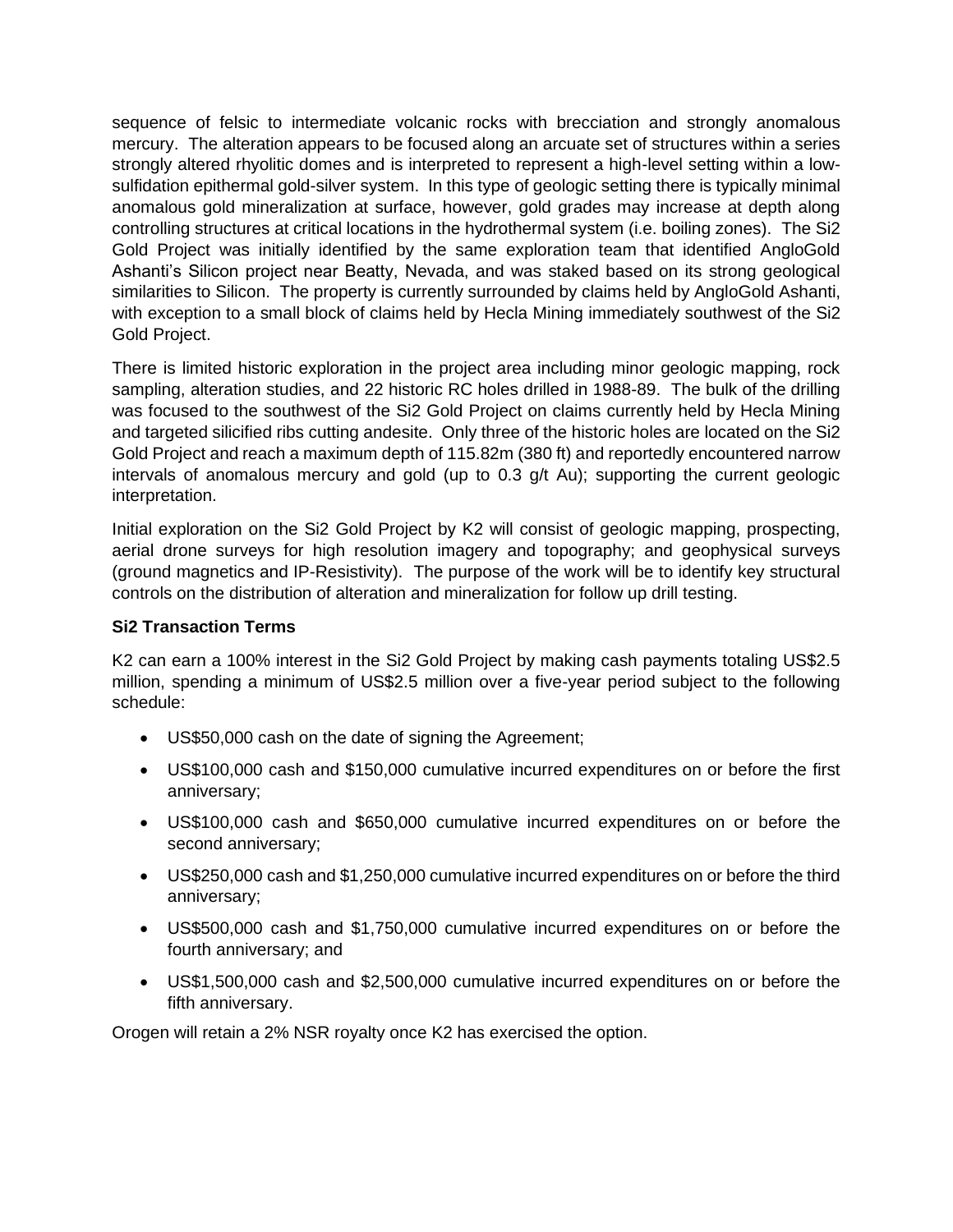sequence of felsic to intermediate volcanic rocks with brecciation and strongly anomalous mercury. The alteration appears to be focused along an arcuate set of structures within a series strongly altered rhyolitic domes and is interpreted to represent a high-level setting within a low-sulfidation epithermal gold-silver system. In this type of geologic setting there is typically minimal anomalous gold mineralization at surface, however, gold grades may increase at depth along controlling structures at critical locations in the hydrothermal system (i.e. boiling zones). The Si2 Gold Project was initially identified by the same exploration team that identified AngloGold Ashanti's Silicon project near Beatty, Nevada, and was staked based on its strong geological similarities to Silicon. The property is currently surrounded by claims held by AngloGold Ashanti, with exception to a small block of claims held by Hecla Mining immediately southwest of the Si2 Gold Project.

There is limited historic exploration in the project area including minor geologic mapping, rock sampling, alteration studies, and 22 historic RC holes drilled in 1988-89. The bulk of the drilling was focused to the southwest of the Si2 Gold Project on claims currently held by Hecla Mining and targeted silicified ribs cutting andesite. Only three of the historic holes are located on the Si2 Gold Project and reach a maximum depth of 115.82m (380 ft) and reportedly encountered narrow intervals of anomalous mercury and gold (up to 0.3 g/t Au); supporting the current geologic interpretation.

Initial exploration on the Si2 Gold Project by K2 will consist of geologic mapping, prospecting, aerial drone surveys for high resolution imagery and topography; and geophysical surveys (ground magnetics and IP-Resistivity). The purpose of the work will be to identify key structural controls on the distribution of alteration and mineralization for follow up drill testing.

**Si2 Transaction Terms**

K2 can earn a 100% interest in the Si2 Gold Project by making cash payments totaling US$2.5 million, spending a minimum of US$2.5 million over a five-year period subject to the following schedule:

- US$50,000 cash on the date of signing the Agreement;
- US$100,000 cash and $150,000 cumulative incurred expenditures on or before the first anniversary;
- US$100,000 cash and $650,000 cumulative incurred expenditures on or before the second anniversary;
- US$250,000 cash and $1,250,000 cumulative incurred expenditures on or before the third anniversary;
- US$500,000 cash and $1,750,000 cumulative incurred expenditures on or before the fourth anniversary; and
- US$1,500,000 cash and $2,500,000 cumulative incurred expenditures on or before the fifth anniversary.

Orogen will retain a 2% NSR royalty once K2 has exercised the option.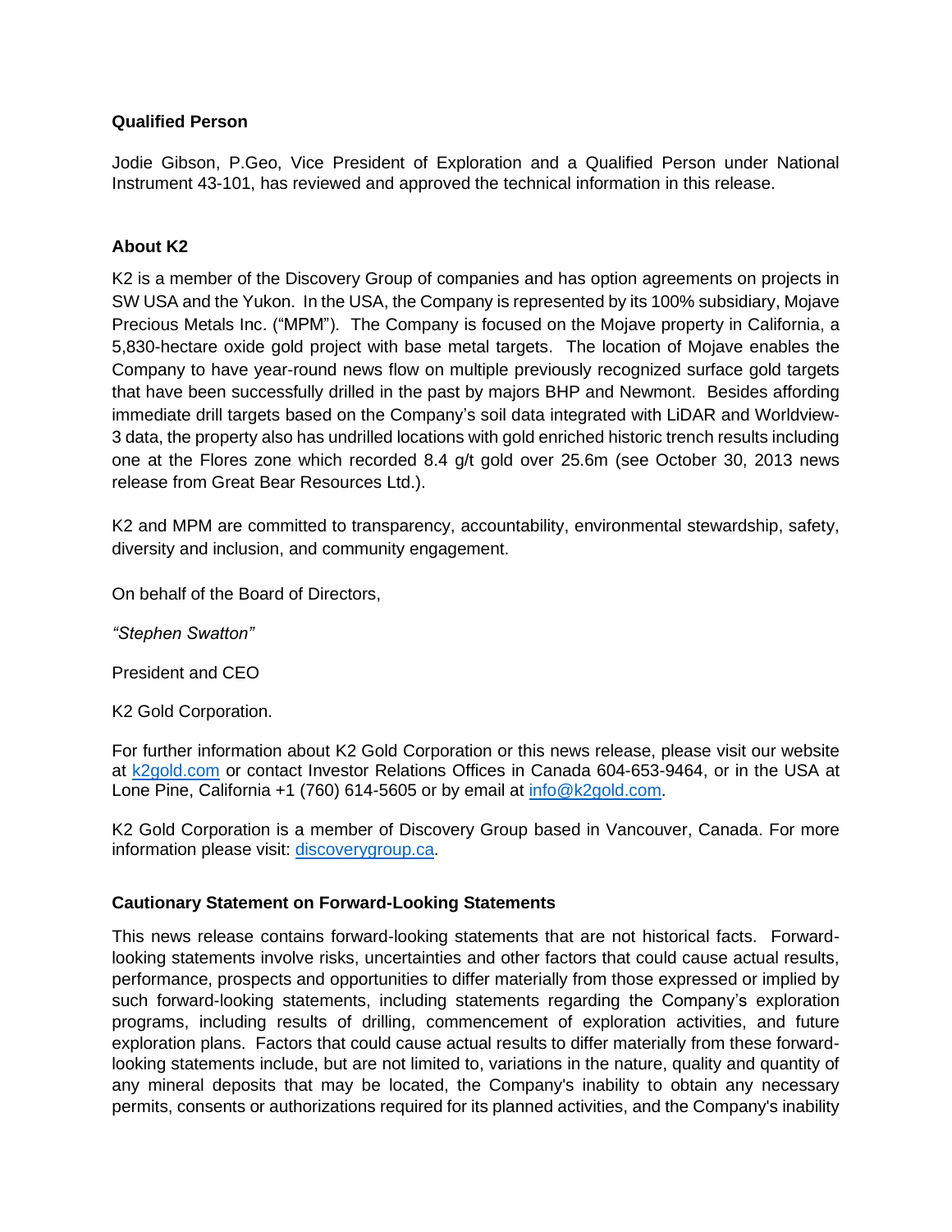**Qualified Person**

Jodie Gibson, P.Geo, Vice President of Exploration and a Qualified Person under National Instrument 43-101, has reviewed and approved the technical information in this release.

**About K2**

K2 is a member of the Discovery Group of companies and has option agreements on projects in SW USA and the Yukon. In the USA, the Company is represented by its 100% subsidiary, Mojave Precious Metals Inc. ("MPM"). The Company is focused on the Mojave property in California, a 5,830-hectare oxide gold project with base metal targets. The location of Mojave enables the Company to have year-round news flow on multiple previously recognized surface gold targets that have been successfully drilled in the past by majors BHP and Newmont. Besides affording immediate drill targets based on the Company's soil data integrated with LiDAR and Worldview-3 data, the property also has undrilled locations with gold enriched historic trench results including one at the Flores zone which recorded 8.4 g/t gold over 25.6m (see October 30, 2013 news release from Great Bear Resources Ltd.).

K2 and MPM are committed to transparency, accountability, environmental stewardship, safety, diversity and inclusion, and community engagement.

On behalf of the Board of Directors,

*"Stephen Swatton"*

President and CEO

K2 Gold Corporation.

For further information about K2 Gold Corporation or this news release, please visit our website at [k2gold.com](k2gold.com) or contact Investor Relations Offices in Canada 604-653-9464, or in the USA at Lone Pine, California +1 (760) 614-5605 or by email at [info@k2gold.com](mailto:info@k2gold.com).

K2 Gold Corporation is a member of Discovery Group based in Vancouver, Canada. For more information please visit: [discoverygroup.ca](discoverygroup.ca).

**Cautionary Statement on Forward-Looking Statements**

This news release contains forward-looking statements that are not historical facts. Forward-looking statements involve risks, uncertainties and other factors that could cause actual results, performance, prospects and opportunities to differ materially from those expressed or implied by such forward-looking statements, including statements regarding the Company's exploration programs, including results of drilling, commencement of exploration activities, and future exploration plans. Factors that could cause actual results to differ materially from these forward-looking statements include, but are not limited to, variations in the nature, quality and quantity of any mineral deposits that may be located, the Company's inability to obtain any necessary permits, consents or authorizations required for its planned activities, and the Company's inability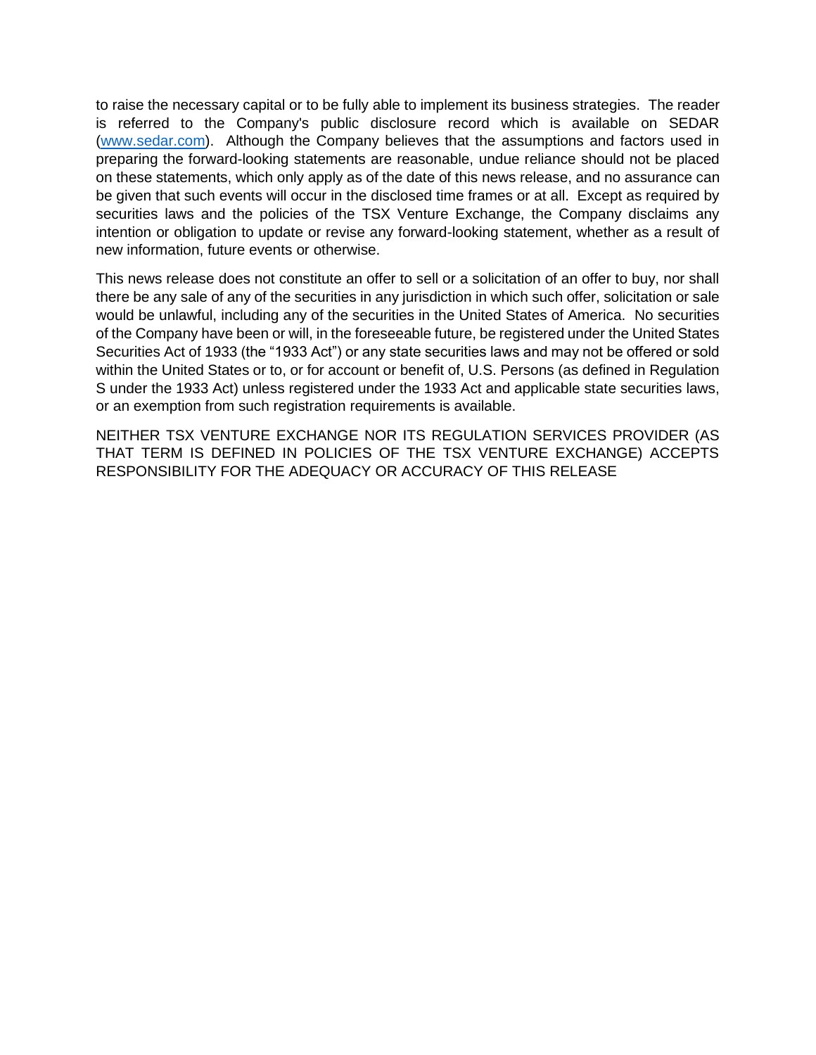to raise the necessary capital or to be fully able to implement its business strategies. The reader is referred to the Company's public disclosure record which is available on SEDAR ([www.sedar.com](http://www.sedar.com)). Although the Company believes that the assumptions and factors used in preparing the forward-looking statements are reasonable, undue reliance should not be placed on these statements, which only apply as of the date of this news release, and no assurance can be given that such events will occur in the disclosed time frames or at all. Except as required by securities laws and the policies of the TSX Venture Exchange, the Company disclaims any intention or obligation to update or revise any forward-looking statement, whether as a result of new information, future events or otherwise.

This news release does not constitute an offer to sell or a solicitation of an offer to buy, nor shall there be any sale of any of the securities in any jurisdiction in which such offer, solicitation or sale would be unlawful, including any of the securities in the United States of America. No securities of the Company have been or will, in the foreseeable future, be registered under the United States Securities Act of 1933 (the "1933 Act") or any state securities laws and may not be offered or sold within the United States or to, or for account or benefit of, U.S. Persons (as defined in Regulation S under the 1933 Act) unless registered under the 1933 Act and applicable state securities laws, or an exemption from such registration requirements is available.

NEITHER TSX VENTURE EXCHANGE NOR ITS REGULATION SERVICES PROVIDER (AS THAT TERM IS DEFINED IN POLICIES OF THE TSX VENTURE EXCHANGE) ACCEPTS RESPONSIBILITY FOR THE ADEQUACY OR ACCURACY OF THIS RELEASE